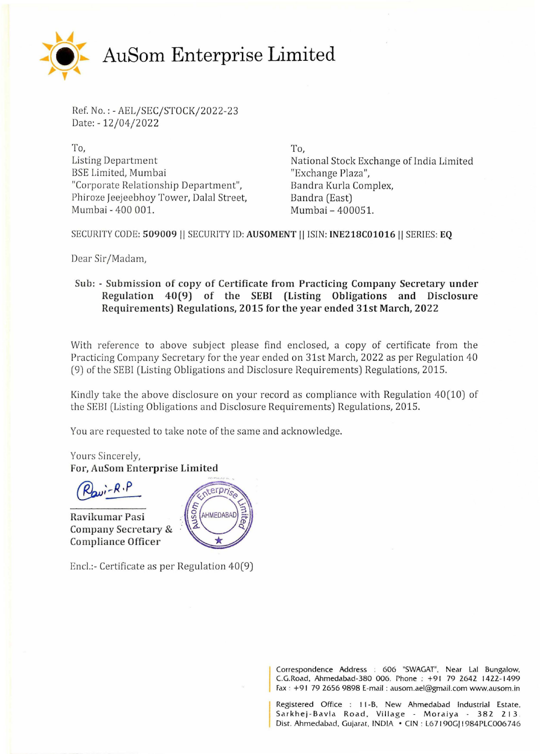# AuSom Enterprise Limited

Ref. No. : - AEL/SEC/STOCK/2022-23
Date: - 12/04/2022

To,
Listing Department
BSE Limited, Mumbai
"Corporate Relationship Department",
Phiroze Jeejeebhoy Tower, Dalal Street,
Mumbai - 400 001.

To,
National Stock Exchange of India Limited
"Exchange Plaza",
Bandra Kurla Complex,
Bandra (East)
Mumbai – 400051.

SECURITY CODE: **509009** || SECURITY ID: **AUSOMENT** || ISIN: **INE218C01016** || SERIES: **EQ**

Dear Sir/Madam,

**Sub: - Submission of copy of Certificate from Practicing Company Secretary under Regulation 40(9) of the SEBI (Listing Obligations and Disclosure Requirements) Regulations, 2015 for the year ended 31st March, 2022**

With reference to above subject please find enclosed, a copy of certificate from the Practicing Company Secretary for the year ended on 31st March, 2022 as per Regulation 40 (9) of the SEBI (Listing Obligations and Disclosure Requirements) Regulations, 2015.

Kindly take the above disclosure on your record as compliance with Regulation 40(10) of the SEBI (Listing Obligations and Disclosure Requirements) Regulations, 2015.

You are requested to take note of the same and acknowledge.

Yours Sincerely,
**For, AuSom Enterprise Limited**

**Ravikumar Pasi**
**Company Secretary &**
**Compliance Officer**

Encl.:- Certificate as per Regulation 40(9)

Correspondence Address : 606 "SWAGAT", Near Lal Bungalow, C.G.Road, Ahmedabad-380 006. Phone : +91 79 2642 1422-1499
Fax : +91 79 2656 9898 E-mail : ausom.ael@gmail.com www.ausom.in

Registered Office : 11-B, New Ahmedabad Industrial Estate, Sarkhej-Bavla Road, Village - Moraiya - 382 213. Dist. Ahmedabad, Gujarat, INDIA • CIN : L67190GJ1984PLC006746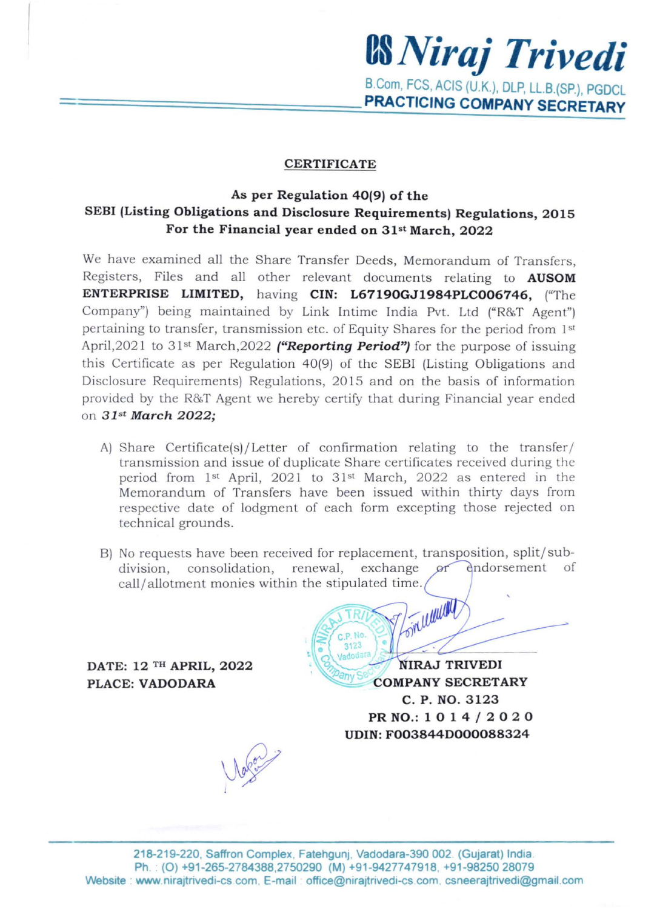# CS Niraj Trivedi

B.Com, FCS, ACIS (U.K.), DLP, LL.B.(SP.), PGDCL

**PRACTICING COMPANY SECRETARY**

## CERTIFICATE

**As per Regulation 40(9) of the SEBI (Listing Obligations and Disclosure Requirements) Regulations, 2015 For the Financial year ended on 31st March, 2022**

We have examined all the Share Transfer Deeds, Memorandum of Transfers, Registers, Files and all other relevant documents relating to **AUSOM ENTERPRISE LIMITED,** having **CIN: L67190GJ1984PLC006746,** ("The Company") being maintained by Link Intime India Pvt. Ltd ("R&T Agent") pertaining to transfer, transmission etc. of Equity Shares for the period from 1st April,2021 to 31st March,2022 ***("Reporting Period")*** for the purpose of issuing this Certificate as per Regulation 40(9) of the SEBI (Listing Obligations and Disclosure Requirements) Regulations, 2015 and on the basis of information provided by the R&T Agent we hereby certify that during Financial year ended on ***31st March 2022;***

A) Share Certificate(s)/Letter of confirmation relating to the transfer/ transmission and issue of duplicate Share certificates received during the period from 1st April, 2021 to 31st March, 2022 as entered in the Memorandum of Transfers have been issued within thirty days from respective date of lodgment of each form excepting those rejected on technical grounds.

B) No requests have been received for replacement, transposition, split/sub-division, consolidation, renewal, exchange or endorsement of call/allotment monies within the stipulated time.

**DATE: 12 TH APRIL, 2022**
**PLACE: VADODARA**

**NIRAJ TRIVEDI**
**COMPANY SECRETARY**
**C. P. NO. 3123**
**PR NO.: 1014/2020**
**UDIN: F003844D000088324**

218-219-220, Saffron Complex, Fatehgunj, Vadodara-390 002. (Gujarat) India.
Ph. : (O) +91-265-2784388,2750290 (M) +91-9427747918, +91-98250 28079
Website : www.nirajtrivedi-cs.com, E-mail : office@nirajtrivedi-cs.com, csneerajtrivedi@gmail.com